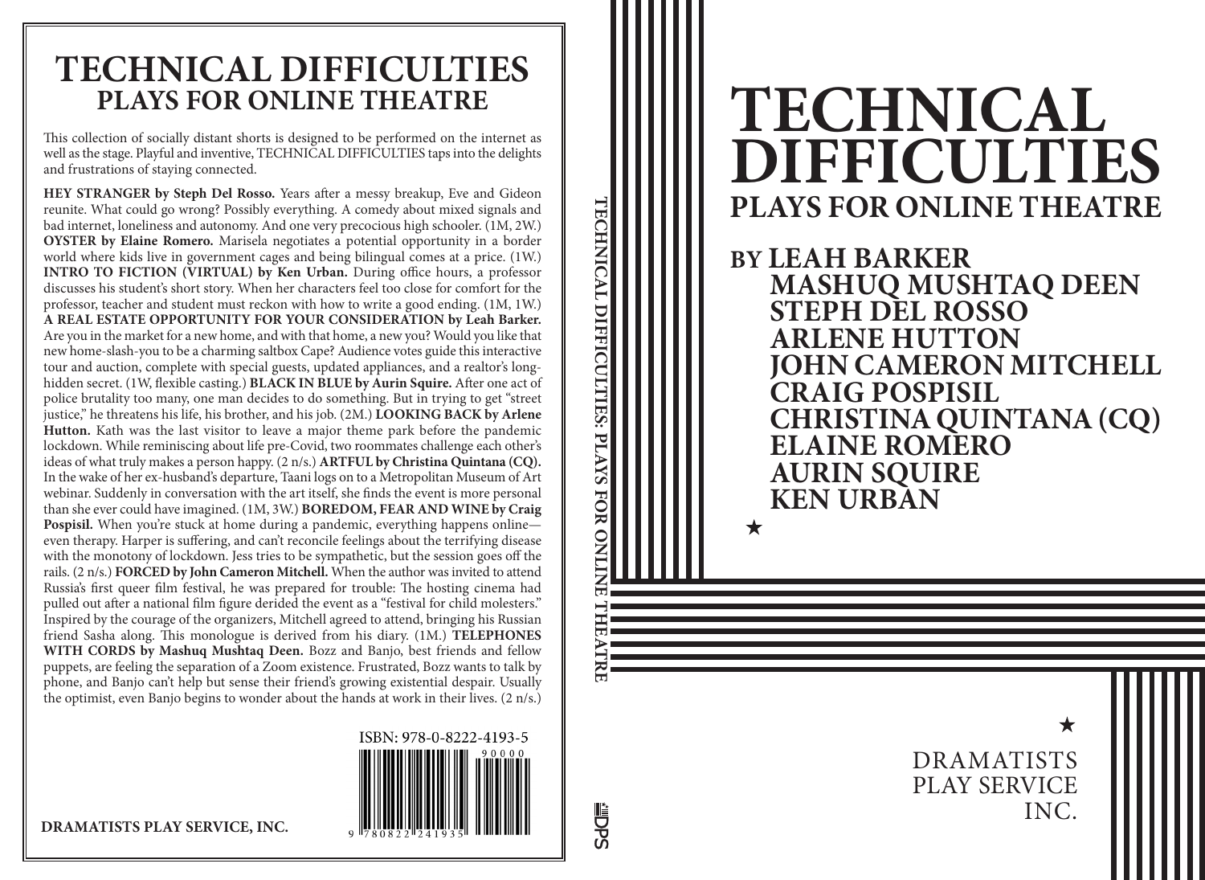# TECHNICAL DIFFICULTIES
## PLAYS FOR ONLINE THEATRE

This collection of socially distant shorts is designed to be performed on the internet as well as the stage. Playful and inventive, TECHNICAL DIFFICULTIES taps into the delights and frustrations of staying connected.

**HEY STRANGER by Steph Del Rosso.** Years after a messy breakup, Eve and Gideon reunite. What could go wrong? Possibly everything. A comedy about mixed signals and bad internet, loneliness and autonomy. And one very precocious high schooler. (1M, 2W.) **OYSTER by Elaine Romero.** Marisela negotiates a potential opportunity in a border world where kids live in government cages and being bilingual comes at a price. (1W.) **INTRO TO FICTION (VIRTUAL) by Ken Urban.** During office hours, a professor discusses his student's short story. When her characters feel too close for comfort for the professor, teacher and student must reckon with how to write a good ending. (1M, 1W.) **A REAL ESTATE OPPORTUNITY FOR YOUR CONSIDERATION by Leah Barker.** Are you in the market for a new home, and with that home, a new you? Would you like that new home-slash-you to be a charming saltbox Cape? Audience votes guide this interactive tour and auction, complete with special guests, updated appliances, and a realtor's long-hidden secret. (1W, flexible casting.) **BLACK IN BLUE by Aurin Squire.** After one act of police brutality too many, one man decides to do something. But in trying to get "street justice," he threatens his life, his brother, and his job. (2M.) **LOOKING BACK by Arlene Hutton.** Kath was the last visitor to leave a major theme park before the pandemic lockdown. While reminiscing about life pre-Covid, two roommates challenge each other's ideas of what truly makes a person happy. (2 n/s.) **ARTFUL by Christina Quintana (CQ).** In the wake of her ex-husband's departure, Taani logs on to a Metropolitan Museum of Art webinar. Suddenly in conversation with the art itself, she finds the event is more personal than she ever could have imagined. (1M, 3W.) **BOREDOM, FEAR AND WINE by Craig Pospisil.** When you're stuck at home during a pandemic, everything happens online—even therapy. Harper is suffering, and can't reconcile feelings about the terrifying disease with the monotony of lockdown. Jess tries to be sympathetic, but the session goes off the rails. (2 n/s.) **FORCED by John Cameron Mitchell.** When the author was invited to attend Russia's first queer film festival, he was prepared for trouble: The hosting cinema had pulled out after a national film figure derided the event as a "festival for child molesters." Inspired by the courage of the organizers, Mitchell agreed to attend, bringing his Russian friend Sasha along. This monologue is derived from his diary. (1M.) **TELEPHONES WITH CORDS by Mashuq Mushtaq Deen.** Bozz and Banjo, best friends and fellow puppets, are feeling the separation of a Zoom existence. Frustrated, Bozz wants to talk by phone, and Banjo can't help but sense their friend's growing existential despair. Usually the optimist, even Banjo begins to wonder about the hands at work in their lives. (2 n/s.)

ISBN: 978-0-8222-4193-5

9 780822 241935 90000

**DRAMATISTS PLAY SERVICE, INC.**

TECHNICAL DIFFICULTIES: PLAYS FOR ONLINE THEATRE

DPS

# TECHNICAL DIFFICULTIES
## PLAYS FOR ONLINE THEATRE

**BY LEAH BARKER**
**MASHUQ MUSHTAQ DEEN**
**STEPH DEL ROSSO**
**ARLENE HUTTON**
**JOHN CAMERON MITCHELL**
**CRAIG POSPISIL**
**CHRISTINA QUINTANA (CQ)**
**ELAINE ROMERO**
**AURIN SQUIRE**
**KEN URBAN**

★

★

DRAMATISTS
PLAY SERVICE
INC.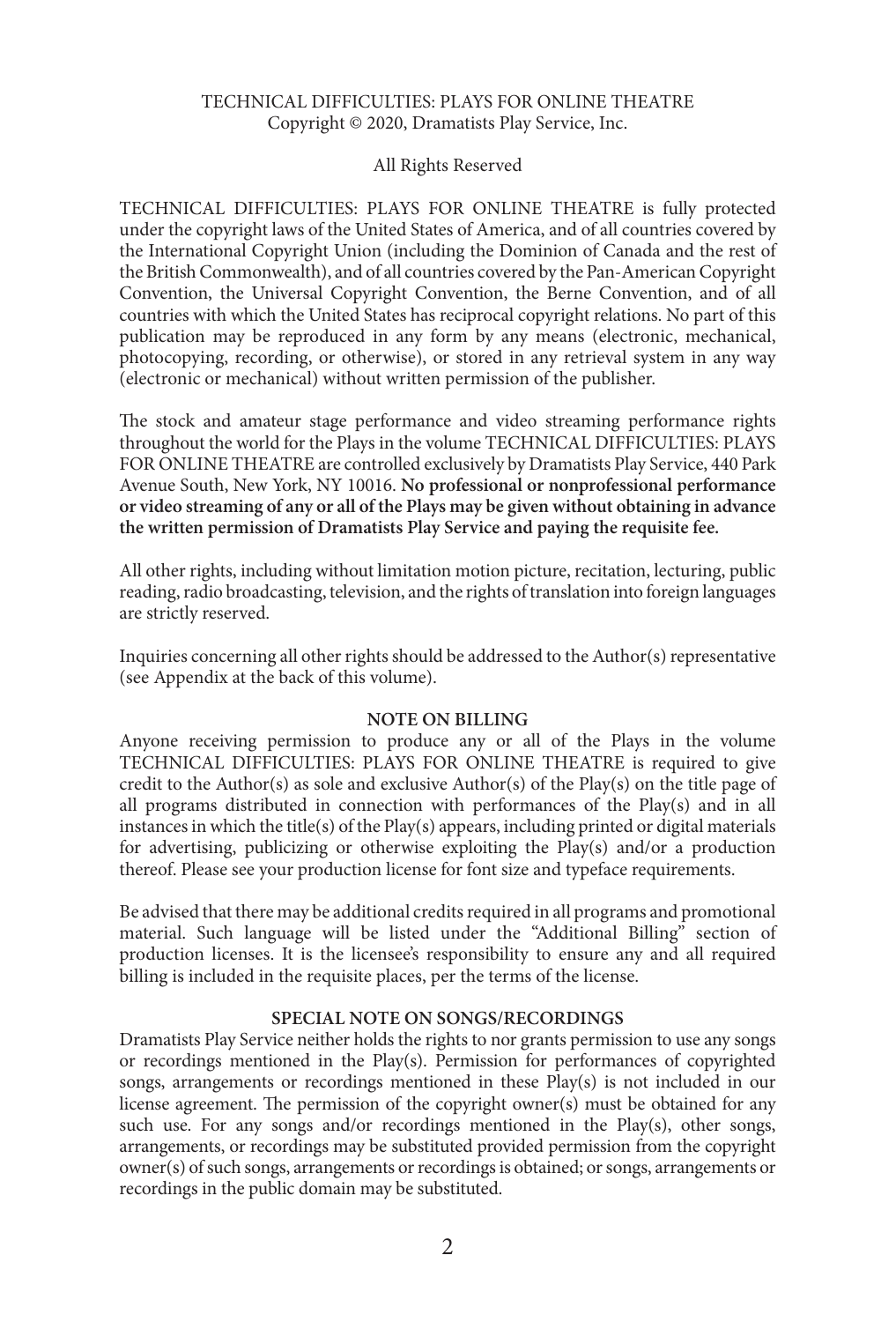TECHNICAL DIFFICULTIES: PLAYS FOR ONLINE THEATRE
Copyright © 2020, Dramatists Play Service, Inc.

All Rights Reserved

TECHNICAL DIFFICULTIES: PLAYS FOR ONLINE THEATRE is fully protected under the copyright laws of the United States of America, and of all countries covered by the International Copyright Union (including the Dominion of Canada and the rest of the British Commonwealth), and of all countries covered by the Pan-American Copyright Convention, the Universal Copyright Convention, the Berne Convention, and of all countries with which the United States has reciprocal copyright relations. No part of this publication may be reproduced in any form by any means (electronic, mechanical, photocopying, recording, or otherwise), or stored in any retrieval system in any way (electronic or mechanical) without written permission of the publisher.

The stock and amateur stage performance and video streaming performance rights throughout the world for the Plays in the volume TECHNICAL DIFFICULTIES: PLAYS FOR ONLINE THEATRE are controlled exclusively by Dramatists Play Service, 440 Park Avenue South, New York, NY 10016. **No professional or nonprofessional performance or video streaming of any or all of the Plays may be given without obtaining in advance the written permission of Dramatists Play Service and paying the requisite fee.**

All other rights, including without limitation motion picture, recitation, lecturing, public reading, radio broadcasting, television, and the rights of translation into foreign languages are strictly reserved.

Inquiries concerning all other rights should be addressed to the Author(s) representative (see Appendix at the back of this volume).

**NOTE ON BILLING**

Anyone receiving permission to produce any or all of the Plays in the volume TECHNICAL DIFFICULTIES: PLAYS FOR ONLINE THEATRE is required to give credit to the Author(s) as sole and exclusive Author(s) of the Play(s) on the title page of all programs distributed in connection with performances of the Play(s) and in all instances in which the title(s) of the Play(s) appears, including printed or digital materials for advertising, publicizing or otherwise exploiting the Play(s) and/or a production thereof. Please see your production license for font size and typeface requirements.

Be advised that there may be additional credits required in all programs and promotional material. Such language will be listed under the "Additional Billing" section of production licenses. It is the licensee's responsibility to ensure any and all required billing is included in the requisite places, per the terms of the license.

**SPECIAL NOTE ON SONGS/RECORDINGS**

Dramatists Play Service neither holds the rights to nor grants permission to use any songs or recordings mentioned in the Play(s). Permission for performances of copyrighted songs, arrangements or recordings mentioned in these Play(s) is not included in our license agreement. The permission of the copyright owner(s) must be obtained for any such use. For any songs and/or recordings mentioned in the Play(s), other songs, arrangements, or recordings may be substituted provided permission from the copyright owner(s) of such songs, arrangements or recordings is obtained; or songs, arrangements or recordings in the public domain may be substituted.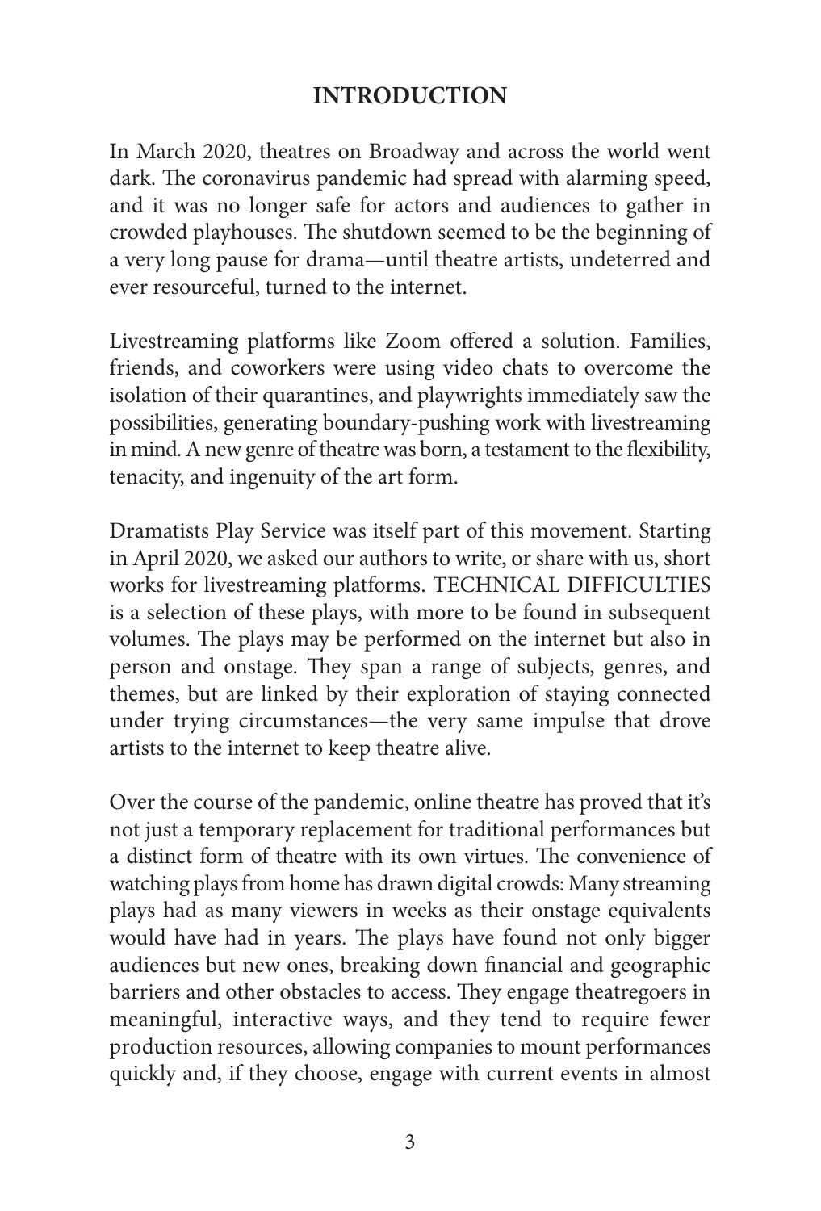# INTRODUCTION

In March 2020, theatres on Broadway and across the world went dark. The coronavirus pandemic had spread with alarming speed, and it was no longer safe for actors and audiences to gather in crowded playhouses. The shutdown seemed to be the beginning of a very long pause for drama—until theatre artists, undeterred and ever resourceful, turned to the internet.

Livestreaming platforms like Zoom offered a solution. Families, friends, and coworkers were using video chats to overcome the isolation of their quarantines, and playwrights immediately saw the possibilities, generating boundary-pushing work with livestreaming in mind. A new genre of theatre was born, a testament to the flexibility, tenacity, and ingenuity of the art form.

Dramatists Play Service was itself part of this movement. Starting in April 2020, we asked our authors to write, or share with us, short works for livestreaming platforms. TECHNICAL DIFFICULTIES is a selection of these plays, with more to be found in subsequent volumes. The plays may be performed on the internet but also in person and onstage. They span a range of subjects, genres, and themes, but are linked by their exploration of staying connected under trying circumstances—the very same impulse that drove artists to the internet to keep theatre alive.

Over the course of the pandemic, online theatre has proved that it's not just a temporary replacement for traditional performances but a distinct form of theatre with its own virtues. The convenience of watching plays from home has drawn digital crowds: Many streaming plays had as many viewers in weeks as their onstage equivalents would have had in years. The plays have found not only bigger audiences but new ones, breaking down financial and geographic barriers and other obstacles to access. They engage theatregoers in meaningful, interactive ways, and they tend to require fewer production resources, allowing companies to mount performances quickly and, if they choose, engage with current events in almost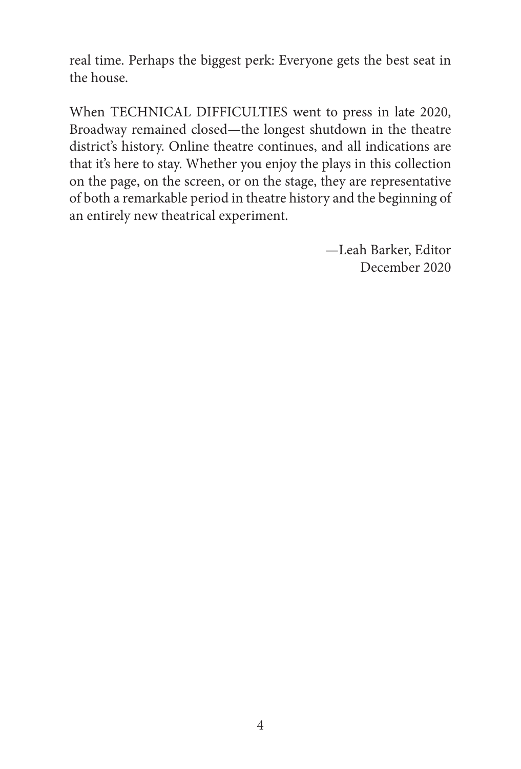real time. Perhaps the biggest perk: Everyone gets the best seat in the house.

When TECHNICAL DIFFICULTIES went to press in late 2020, Broadway remained closed—the longest shutdown in the theatre district's history. Online theatre continues, and all indications are that it's here to stay. Whether you enjoy the plays in this collection on the page, on the screen, or on the stage, they are representative of both a remarkable period in theatre history and the beginning of an entirely new theatrical experiment.

—Leah Barker, Editor
December 2020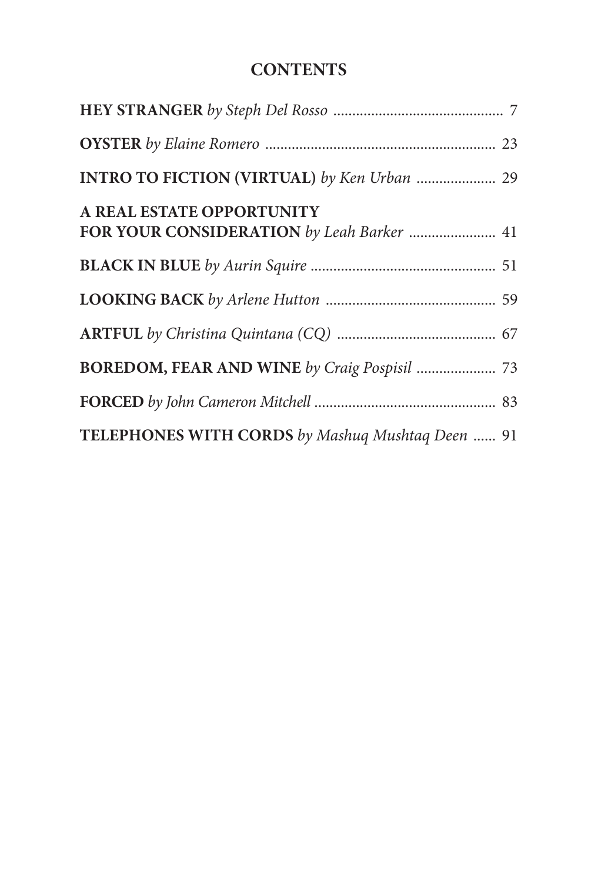## CONTENTS

**HEY STRANGER** *by Steph Del Rosso* .............................................. 7

**OYSTER** *by Elaine Romero* .............................................................. 23

**INTRO TO FICTION (VIRTUAL)** *by Ken Urban* ..................... 29

**A REAL ESTATE OPPORTUNITY FOR YOUR CONSIDERATION** *by Leah Barker* ....................... 41

**BLACK IN BLUE** *by Aurin Squire* ................................................. 51

**LOOKING BACK** *by Arlene Hutton* ............................................. 59

**ARTFUL** *by Christina Quintana (CQ)* .......................................... 67

**BOREDOM, FEAR AND WINE** *by Craig Pospisil* ..................... 73

**FORCED** *by John Cameron Mitchell* ................................................ 83

**TELEPHONES WITH CORDS** *by Mashuq Mushtaq Deen* ...... 91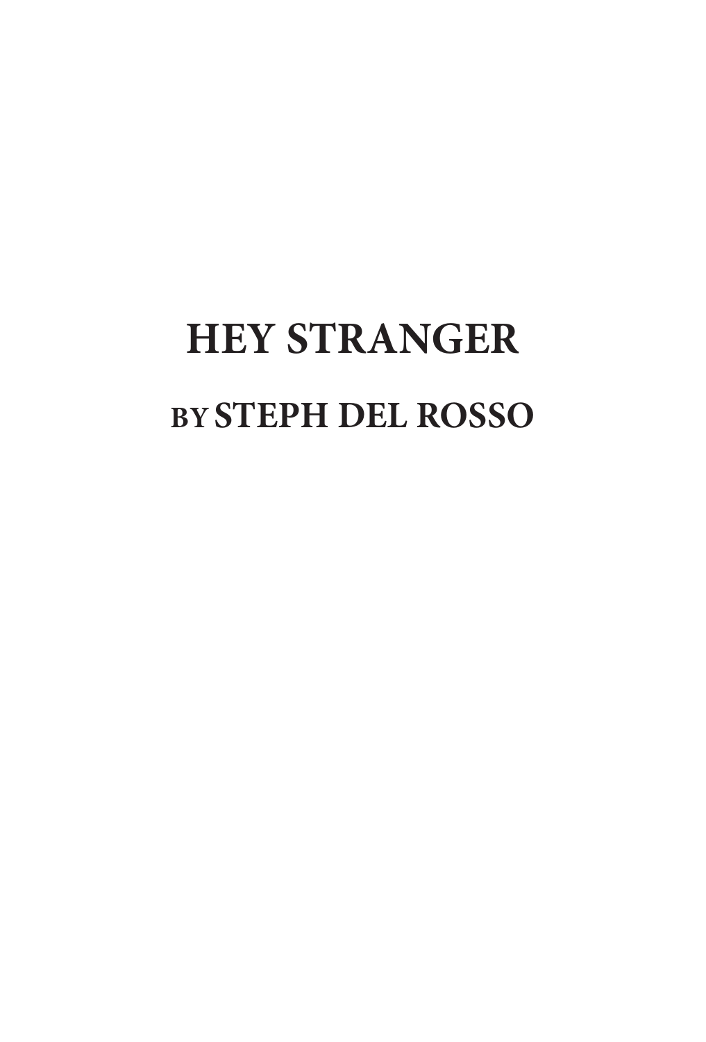# HEY STRANGER

## BY STEPH DEL ROSSO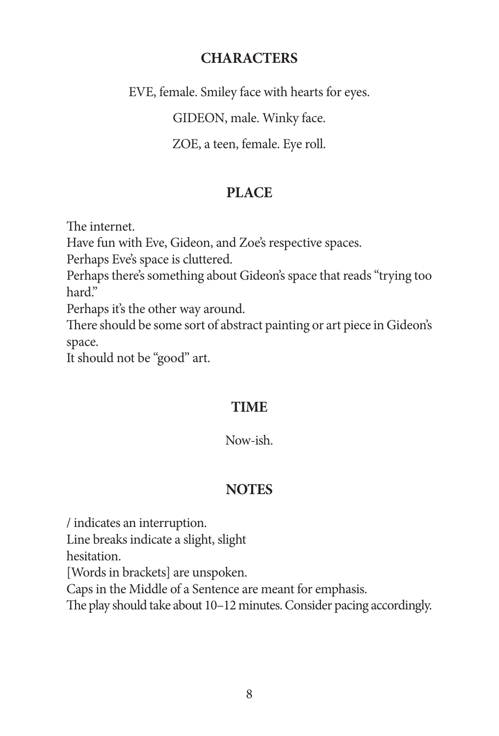## CHARACTERS

EVE, female. Smiley face with hearts for eyes.

GIDEON, male. Winky face.

ZOE, a teen, female. Eye roll.

## PLACE

The internet.
Have fun with Eve, Gideon, and Zoe's respective spaces.
Perhaps Eve's space is cluttered.
Perhaps there's something about Gideon's space that reads "trying too hard."
Perhaps it's the other way around.
There should be some sort of abstract painting or art piece in Gideon's space.
It should not be "good" art.

## TIME

Now-ish.

## NOTES

/ indicates an interruption.
Line breaks indicate a slight, slight
hesitation.
[Words in brackets] are unspoken.
Caps in the Middle of a Sentence are meant for emphasis.
The play should take about 10–12 minutes. Consider pacing accordingly.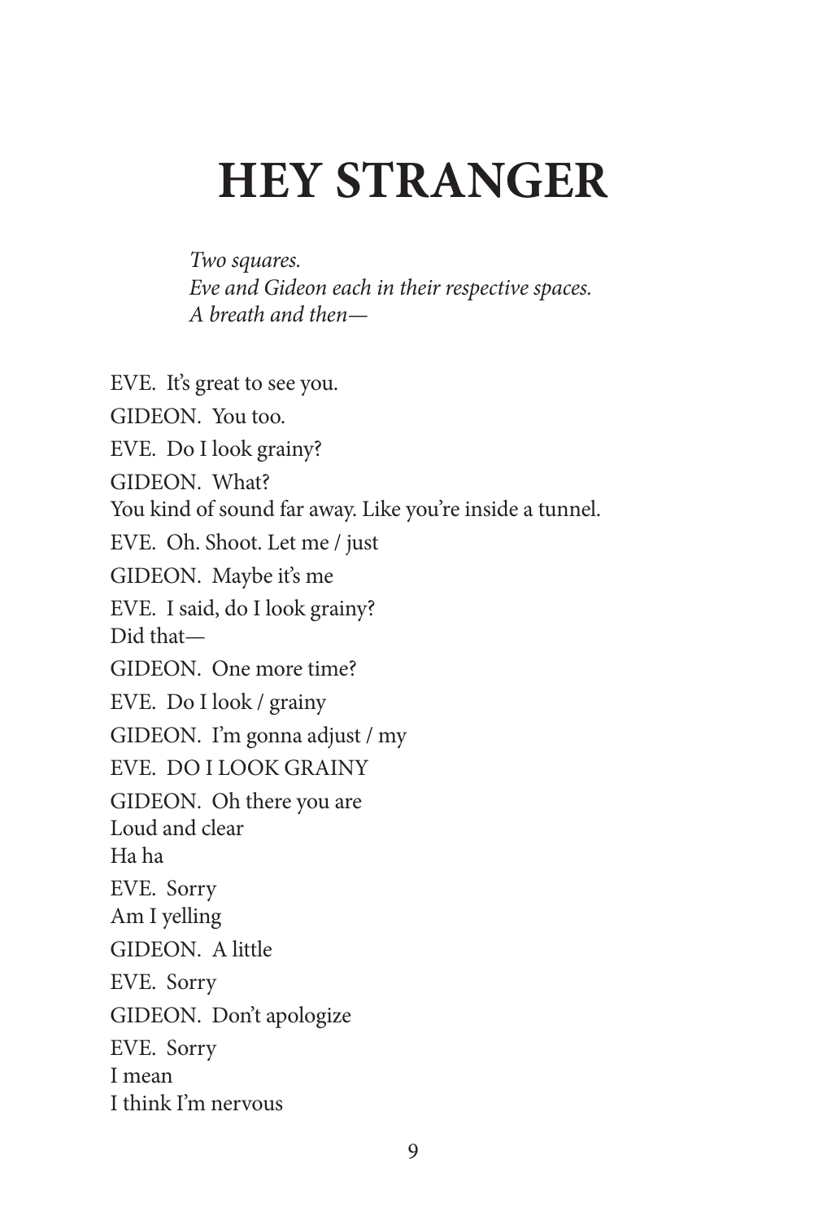# HEY STRANGER

*Two squares.*
*Eve and Gideon each in their respective spaces.*
*A breath and then—*

EVE. It's great to see you.

GIDEON. You too.

EVE. Do I look grainy?

GIDEON. What?
You kind of sound far away. Like you're inside a tunnel.

EVE. Oh. Shoot. Let me / just

GIDEON. Maybe it's me

EVE. I said, do I look grainy?
Did that—

GIDEON. One more time?

EVE. Do I look / grainy

GIDEON. I'm gonna adjust / my

EVE. DO I LOOK GRAINY

GIDEON. Oh there you are
Loud and clear
Ha ha

EVE. Sorry
Am I yelling

GIDEON. A little

EVE. Sorry

GIDEON. Don't apologize

EVE. Sorry
I mean
I think I'm nervous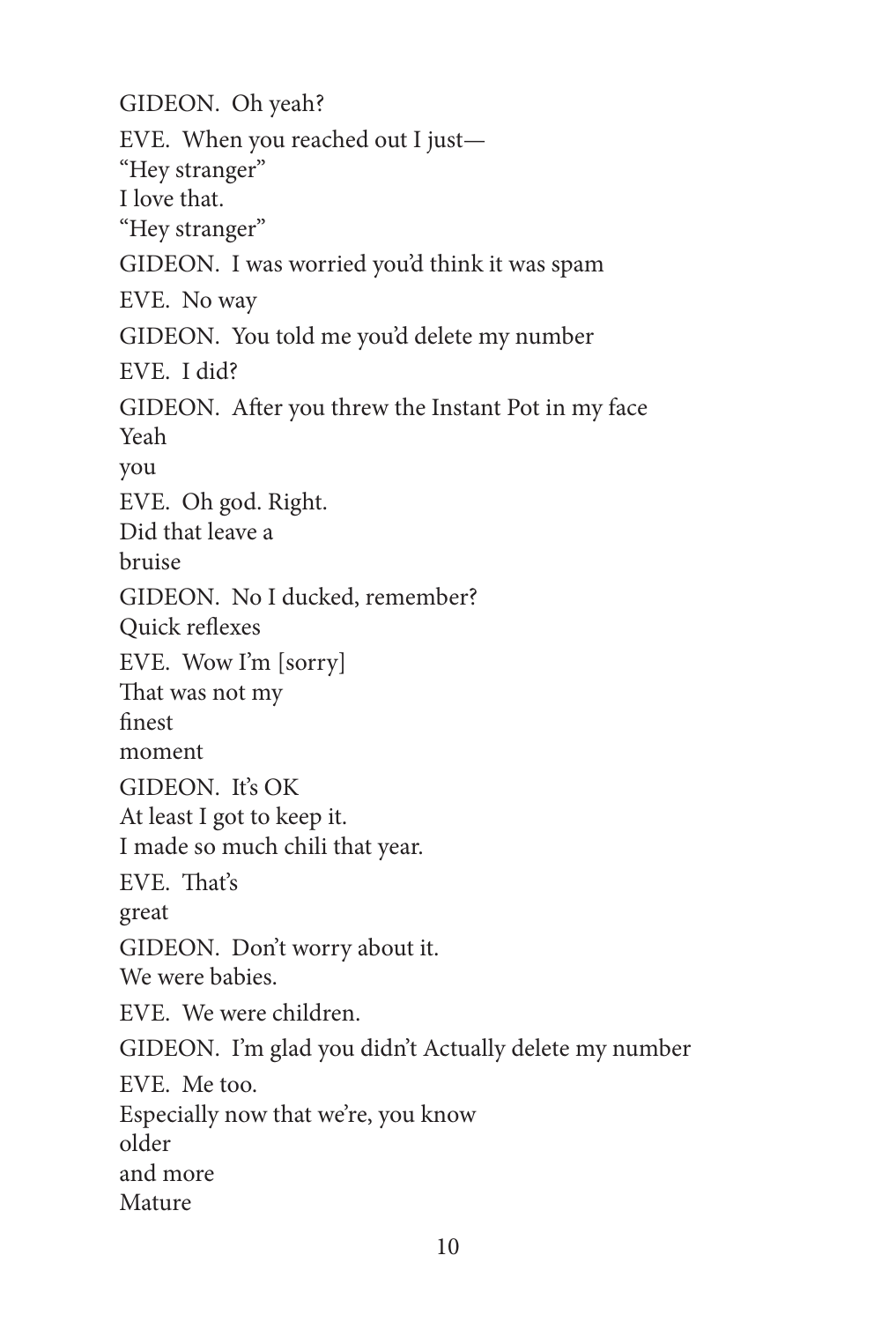GIDEON. Oh yeah?

EVE. When you reached out I just—
"Hey stranger"
I love that.
"Hey stranger"

GIDEON. I was worried you'd think it was spam

EVE. No way

GIDEON. You told me you'd delete my number

EVE. I did?

GIDEON. After you threw the Instant Pot in my face
Yeah
you

EVE. Oh god. Right.
Did that leave a
bruise

GIDEON. No I ducked, remember?
Quick reflexes

EVE. Wow I'm [sorry]
That was not my
finest
moment

GIDEON. It's OK
At least I got to keep it.
I made so much chili that year.

EVE. That's
great

GIDEON. Don't worry about it.
We were babies.

EVE. We were children.

GIDEON. I'm glad you didn't Actually delete my number

EVE. Me too.
Especially now that we're, you know
older
and more
Mature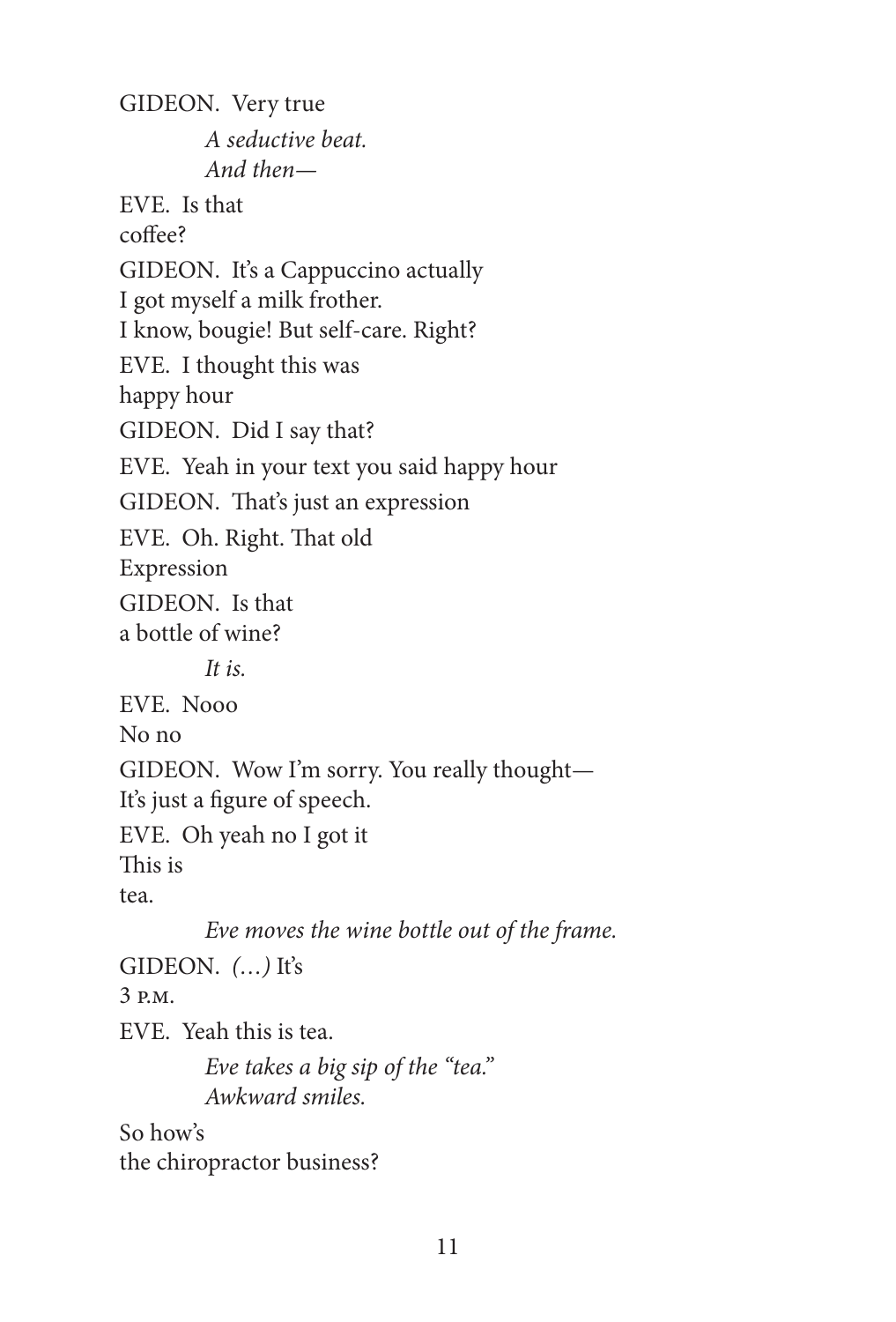GIDEON. Very true

*A seductive beat.*
*And then—*

EVE. Is that
coffee?

GIDEON. It's a Cappuccino actually
I got myself a milk frother.
I know, bougie! But self-care. Right?

EVE. I thought this was
happy hour

GIDEON. Did I say that?

EVE. Yeah in your text you said happy hour

GIDEON. That's just an expression

EVE. Oh. Right. That old
Expression

GIDEON. Is that
a bottle of wine?

*It is.*

EVE. Nooo
No no

GIDEON. Wow I'm sorry. You really thought—
It's just a figure of speech.

EVE. Oh yeah no I got it
This is
tea.

*Eve moves the wine bottle out of the frame.*

GIDEON. *(…)* It's
3 P.M.

EVE. Yeah this is tea.

*Eve takes a big sip of the "tea."*
*Awkward smiles.*

So how's
the chiropractor business?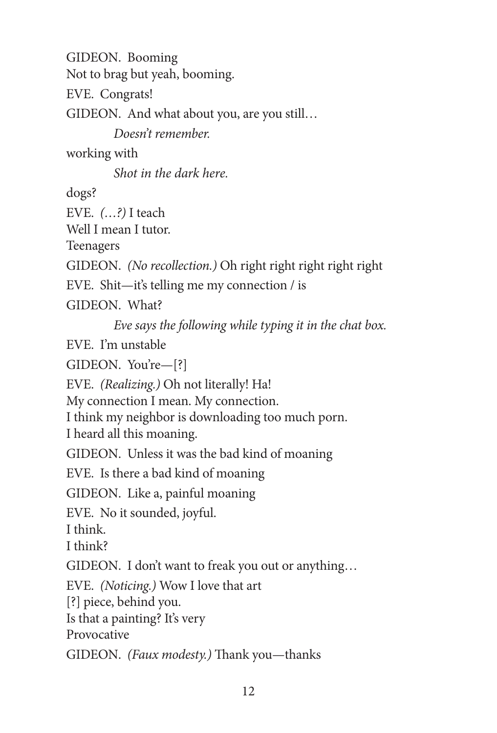GIDEON. Booming  
Not to brag but yeah, booming.

EVE. Congrats!

GIDEON. And what about you, are you still…

*Doesn't remember.*

working with

*Shot in the dark here.*

dogs?

EVE. *(…?)* I teach  
Well I mean I tutor.  
Teenagers

GIDEON. *(No recollection.)* Oh right right right right right

EVE. Shit—it's telling me my connection / is

GIDEON. What?

*Eve says the following while typing it in the chat box.*

EVE. I'm unstable

GIDEON. You're—[?]

EVE. *(Realizing.)* Oh not literally! Ha!  
My connection I mean. My connection.  
I think my neighbor is downloading too much porn.  
I heard all this moaning.

GIDEON. Unless it was the bad kind of moaning

EVE. Is there a bad kind of moaning

GIDEON. Like a, painful moaning

EVE. No it sounded, joyful.  
I think.  
I think?

GIDEON. I don't want to freak you out or anything…

EVE. *(Noticing.)* Wow I love that art  
[?] piece, behind you.  
Is that a painting? It's very  
Provocative

GIDEON. *(Faux modesty.)* Thank you—thanks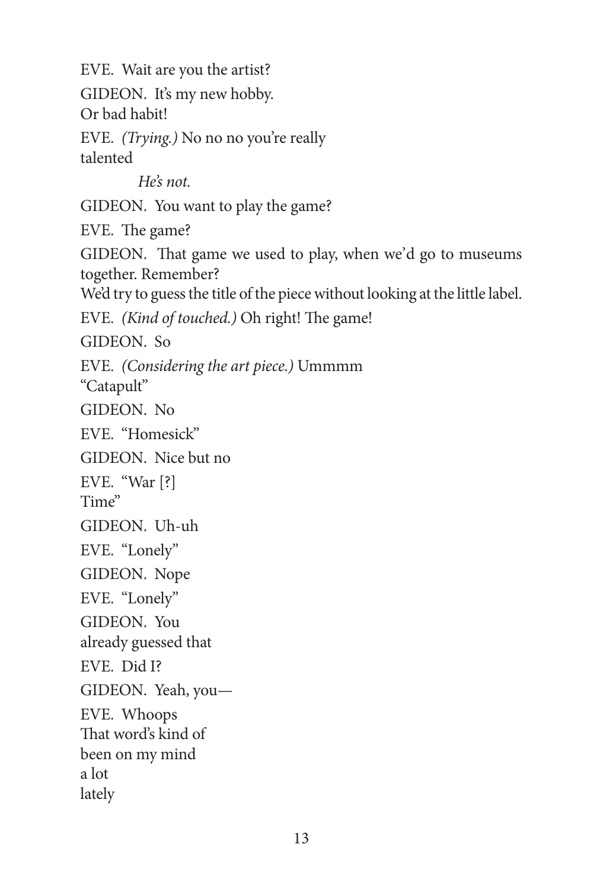EVE. Wait are you the artist?

GIDEON. It's my new hobby.
Or bad habit!

EVE. *(Trying.)* No no no you're really
talented

*He's not.*

GIDEON. You want to play the game?

EVE. The game?

GIDEON. That game we used to play, when we'd go to museums together. Remember?
We'd try to guess the title of the piece without looking at the little label.

EVE. *(Kind of touched.)* Oh right! The game!

GIDEON. So

EVE. *(Considering the art piece.)* Ummmm
"Catapult"

GIDEON. No

EVE. "Homesick"

GIDEON. Nice but no

EVE. "War [?]
Time"

GIDEON. Uh-uh

EVE. "Lonely"

GIDEON. Nope

EVE. "Lonely"

GIDEON. You
already guessed that

EVE. Did I?

GIDEON. Yeah, you—

EVE. Whoops
That word's kind of
been on my mind
a lot
lately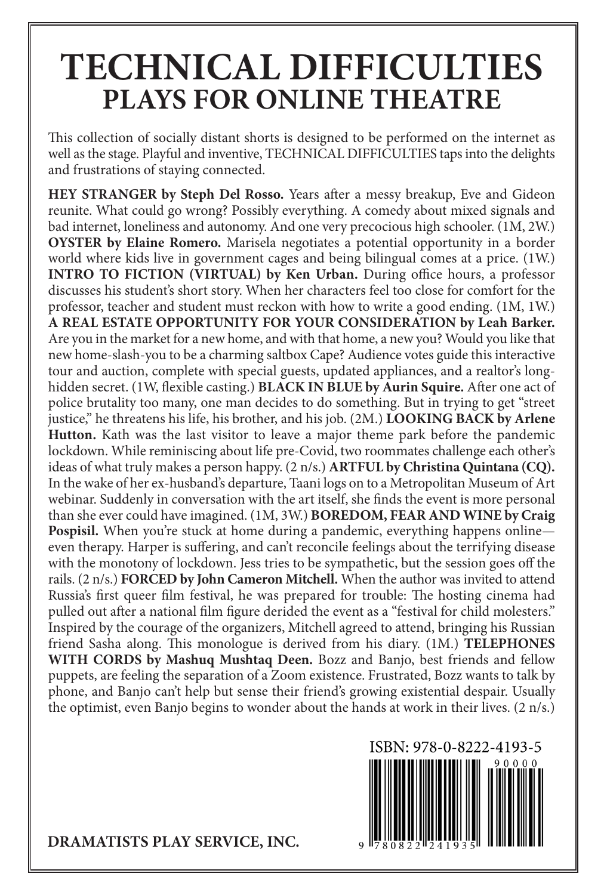# TECHNICAL DIFFICULTIES
## PLAYS FOR ONLINE THEATRE

This collection of socially distant shorts is designed to be performed on the internet as well as the stage. Playful and inventive, TECHNICAL DIFFICULTIES taps into the delights and frustrations of staying connected.

**HEY STRANGER by Steph Del Rosso.** Years after a messy breakup, Eve and Gideon reunite. What could go wrong? Possibly everything. A comedy about mixed signals and bad internet, loneliness and autonomy. And one very precocious high schooler. (1M, 2W.) **OYSTER by Elaine Romero.** Marisela negotiates a potential opportunity in a border world where kids live in government cages and being bilingual comes at a price. (1W.) **INTRO TO FICTION (VIRTUAL) by Ken Urban.** During office hours, a professor discusses his student's short story. When her characters feel too close for comfort for the professor, teacher and student must reckon with how to write a good ending. (1M, 1W.) **A REAL ESTATE OPPORTUNITY FOR YOUR CONSIDERATION by Leah Barker.** Are you in the market for a new home, and with that home, a new you? Would you like that new home-slash-you to be a charming saltbox Cape? Audience votes guide this interactive tour and auction, complete with special guests, updated appliances, and a realtor's long-hidden secret. (1W, flexible casting.) **BLACK IN BLUE by Aurin Squire.** After one act of police brutality too many, one man decides to do something. But in trying to get "street justice," he threatens his life, his brother, and his job. (2M.) **LOOKING BACK by Arlene Hutton.** Kath was the last visitor to leave a major theme park before the pandemic lockdown. While reminiscing about life pre-Covid, two roommates challenge each other's ideas of what truly makes a person happy. (2 n/s.) **ARTFUL by Christina Quintana (CQ).** In the wake of her ex-husband's departure, Taani logs on to a Metropolitan Museum of Art webinar. Suddenly in conversation with the art itself, she finds the event is more personal than she ever could have imagined. (1M, 3W.) **BOREDOM, FEAR AND WINE by Craig Pospisil.** When you're stuck at home during a pandemic, everything happens online—even therapy. Harper is suffering, and can't reconcile feelings about the terrifying disease with the monotony of lockdown. Jess tries to be sympathetic, but the session goes off the rails. (2 n/s.) **FORCED by John Cameron Mitchell.** When the author was invited to attend Russia's first queer film festival, he was prepared for trouble: The hosting cinema had pulled out after a national film figure derided the event as a "festival for child molesters." Inspired by the courage of the organizers, Mitchell agreed to attend, bringing his Russian friend Sasha along. This monologue is derived from his diary. (1M.) **TELEPHONES WITH CORDS by Mashuq Mushtaq Deen.** Bozz and Banjo, best friends and fellow puppets, are feeling the separation of a Zoom existence. Frustrated, Bozz wants to talk by phone, and Banjo can't help but sense their friend's growing existential despair. Usually the optimist, even Banjo begins to wonder about the hands at work in their lives. (2 n/s.)

ISBN: 978-0-8222-4193-5

90000

9 780822 241935

**DRAMATISTS PLAY SERVICE, INC.**